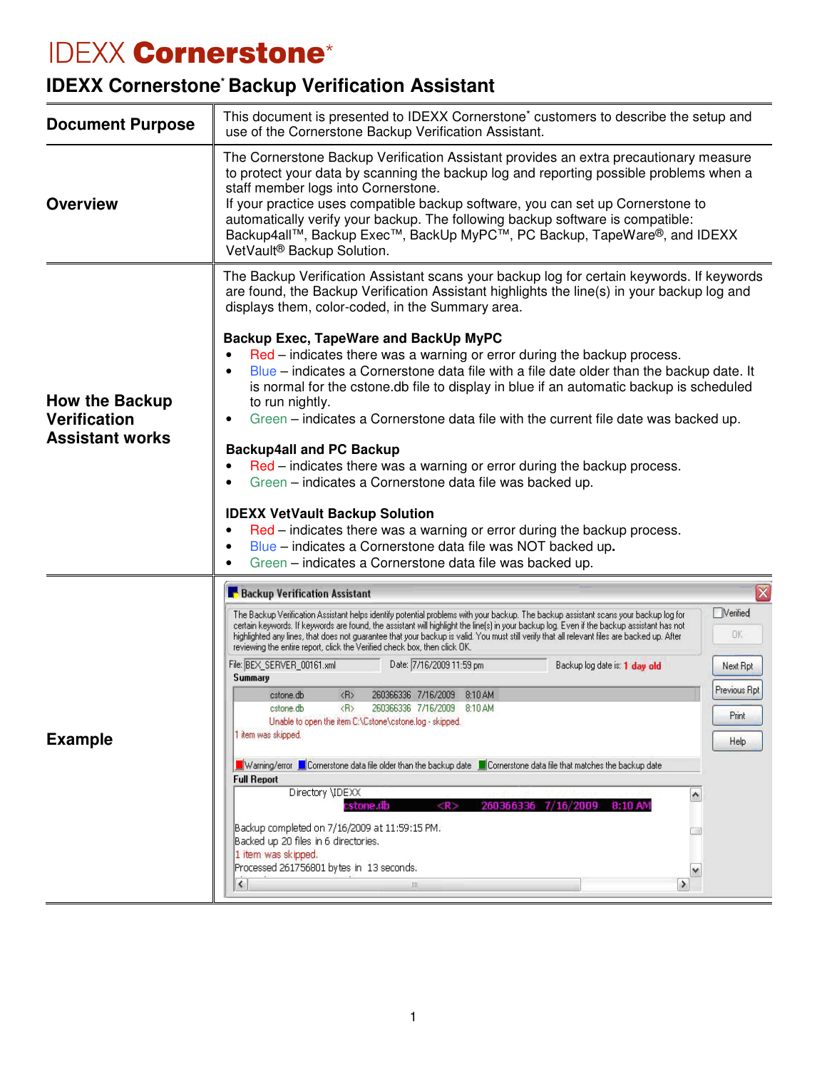# IDEXX Cornerstone*

## IDEXX Cornerstone* Backup Verification Assistant

| | |
|---|---|
| **Document Purpose** | This document is presented to IDEXX Cornerstone* customers to describe the setup and use of the Cornerstone Backup Verification Assistant. |
| **Overview** | The Cornerstone Backup Verification Assistant provides an extra precautionary measure to protect your data by scanning the backup log and reporting possible problems when a staff member logs into Cornerstone.<br>If your practice uses compatible backup software, you can set up Cornerstone to automatically verify your backup. The following backup software is compatible: Backup4all™, Backup Exec™, BackUp MyPC™, PC Backup, TapeWare®, and IDEXX VetVault® Backup Solution. |
| **How the Backup Verification Assistant works** | The Backup Verification Assistant scans your backup log for certain keywords. If keywords are found, the Backup Verification Assistant highlights the line(s) in your backup log and displays them, color-coded, in the Summary area.<br><br>**Backup Exec, TapeWare and BackUp MyPC**<br>• Red – indicates there was a warning or error during the backup process.<br>• Blue – indicates a Cornerstone data file with a file date older than the backup date. It is normal for the cstone.db file to display in blue if an automatic backup is scheduled to run nightly.<br>• Green – indicates a Cornerstone data file with the current file date was backed up.<br><br>**Backup4all and PC Backup**<br>• Red – indicates there was a warning or error during the backup process.<br>• Green – indicates a Cornerstone data file was backed up.<br><br>**IDEXX VetVault Backup Solution**<br>• Red – indicates there was a warning or error during the backup process.<br>• Blue – indicates a Cornerstone data file was NOT backed up.<br>• Green – indicates a Cornerstone data file was backed up. |
| **Example** | **Backup Verification Assistant**<br><br>The Backup Verification Assistant helps identify potential problems with your backup. The backup assistant scans your backup log for certain keywords. If keywords are found, the assistant will highlight the line(s) in your backup log. Even if the backup assistant has not highlighted any lines, that does not guarantee that your backup is valid. You must still verify that all relevant files are backed up. After reviewing the entire report, click the Verified check box, then click OK.<br><br>☐ Verified &nbsp; [OK] &nbsp; [Next Rpt] &nbsp; [Previous Rpt] &nbsp; [Print] &nbsp; [Help]<br><br>File: BEX_SERVER_00161.xml &nbsp; Date: 7/16/2009 11:59 pm &nbsp; Backup log date is: 1 day old<br><br>**Summary**<br>cstone.db &lt;R&gt; 260366336 7/16/2009 8:10 AM<br>cstone.db &lt;R&gt; 260366336 7/16/2009 8:10 AM<br>Unable to open the item C:\Cstone\cstone.log - skipped.<br>1 item was skipped.<br><br>Warning/error &nbsp; Cornerstone data file older than the backup date &nbsp; Cornerstone data file that matches the backup date<br><br>**Full Report**<br>Directory \IDEXX<br>cstone.db &lt;R&gt; 260366336 7/16/2009 8:10 AM<br><br>Backup completed on 7/16/2009 at 11:59:15 PM.<br>Backed up 20 files in 6 directories.<br>1 item was skipped.<br>Processed 261756801 bytes in 13 seconds. |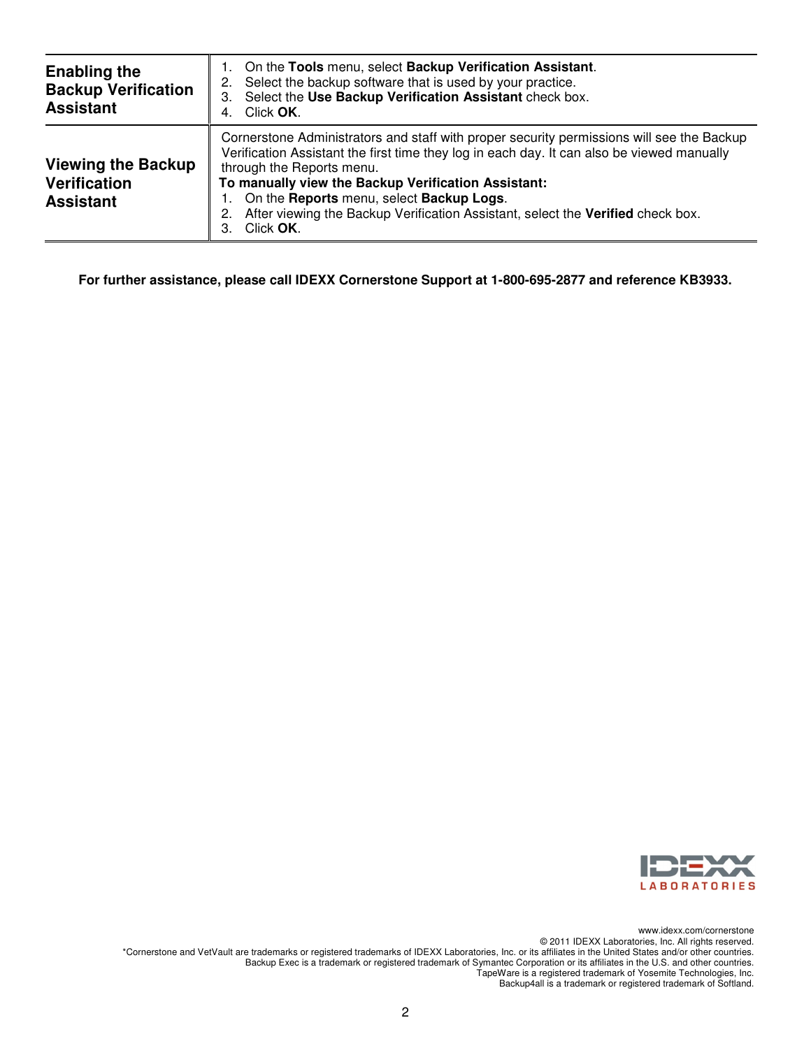| | |
|---|---|
| **Enabling the Backup Verification Assistant** | 1. On the **Tools** menu, select **Backup Verification Assistant**.<br>2. Select the backup software that is used by your practice.<br>3. Select the **Use Backup Verification Assistant** check box.<br>4. Click **OK**. |
| **Viewing the Backup Verification Assistant** | Cornerstone Administrators and staff with proper security permissions will see the Backup Verification Assistant the first time they log in each day. It can also be viewed manually through the Reports menu.<br>**To manually view the Backup Verification Assistant:**<br>1. On the **Reports** menu, select **Backup Logs**.<br>2. After viewing the Backup Verification Assistant, select the **Verified** check box.<br>3. Click **OK**. |

**For further assistance, please call IDEXX Cornerstone Support at 1-800-695-2877 and reference KB3933.**

IDEXX LABORATORIES

www.idexx.com/cornerstone
© 2011 IDEXX Laboratories, Inc. All rights reserved.
*Cornerstone and VetVault are trademarks or registered trademarks of IDEXX Laboratories, Inc. or its affiliates in the United States and/or other countries.
Backup Exec is a trademark or registered trademark of Symantec Corporation or its affiliates in the U.S. and other countries.
TapeWare is a registered trademark of Yosemite Technologies, Inc.
Backup4all is a trademark or registered trademark of Softland.